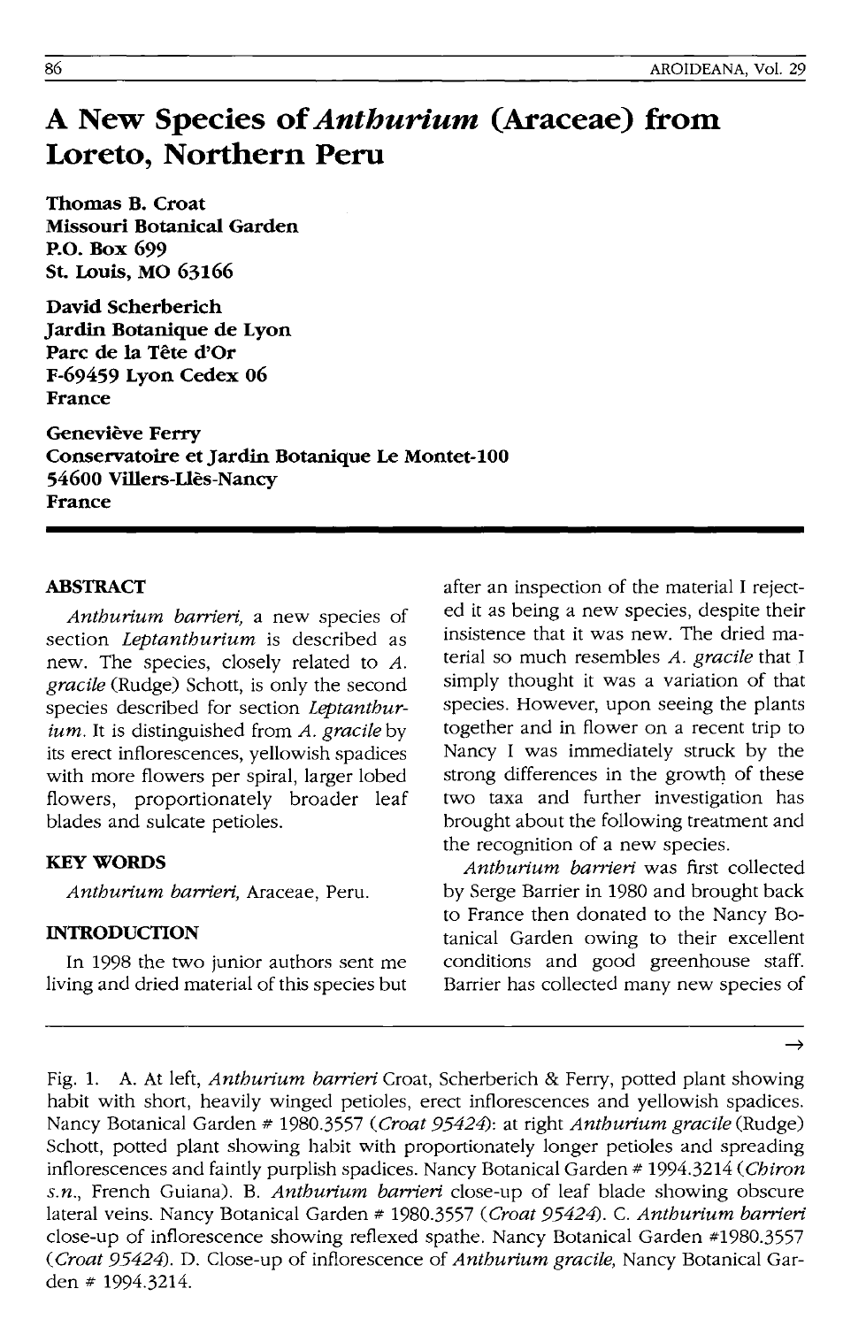# A New Species of *Anthurium* (Araceae) from Loreto, Northern Peru

**Thomas B. Croat**
**Missouri Botanical Garden**
**P.O. Box 699**
**St. Louis, MO 63166**

**David Scherberich**
**Jardin Botanique de Lyon**
**Parc de la Tête d'Or**
**F-69459 Lyon Cedex 06**
**France**

**Geneviève Ferry**
**Conservatoire et Jardin Botanique Le Montet-100**
**54600 Villers-Llès-Nancy**
**France**

## ABSTRACT

*Anthurium barrieri,* a new species of section *Leptanthurium* is described as new. The species, closely related to *A. gracile* (Rudge) Schott, is only the second species described for section *Leptanthurium*. It is distinguished from *A. gracile* by its erect inflorescences, yellowish spadices with more flowers per spiral, larger lobed flowers, proportionately broader leaf blades and sulcate petioles.

## KEY WORDS

*Anthurium barrieri,* Araceae, Peru.

## INTRODUCTION

In 1998 the two junior authors sent me living and dried material of this species but after an inspection of the material I rejected it as being a new species, despite their insistence that it was new. The dried material so much resembles *A. gracile* that I simply thought it was a variation of that species. However, upon seeing the plants together and in flower on a recent trip to Nancy I was immediately struck by the strong differences in the growth of these two taxa and further investigation has brought about the following treatment and the recognition of a new species.

*Anthurium barrieri* was first collected by Serge Barrier in 1980 and brought back to France then donated to the Nancy Botanical Garden owing to their excellent conditions and good greenhouse staff. Barrier has collected many new species of

Fig. 1. A. At left, *Anthurium barrieri* Croat, Scherberich & Ferry, potted plant showing habit with short, heavily winged petioles, erect inflorescences and yellowish spadices. Nancy Botanical Garden # 1980.3557 (*Croat 95424*): at right *Anthurium gracile* (Rudge) Schott, potted plant showing habit with proportionately longer petioles and spreading inflorescences and faintly purplish spadices. Nancy Botanical Garden # 1994.3214 (*Chiron s.n.*, French Guiana). B. *Anthurium barrieri* close-up of leaf blade showing obscure lateral veins. Nancy Botanical Garden # 1980.3557 (*Croat 95424*). C. *Anthurium barrieri* close-up of inflorescence showing reflexed spathe. Nancy Botanical Garden #1980.3557 (*Croat 95424*). D. Close-up of inflorescence of *Anthurium gracile,* Nancy Botanical Garden # 1994.3214.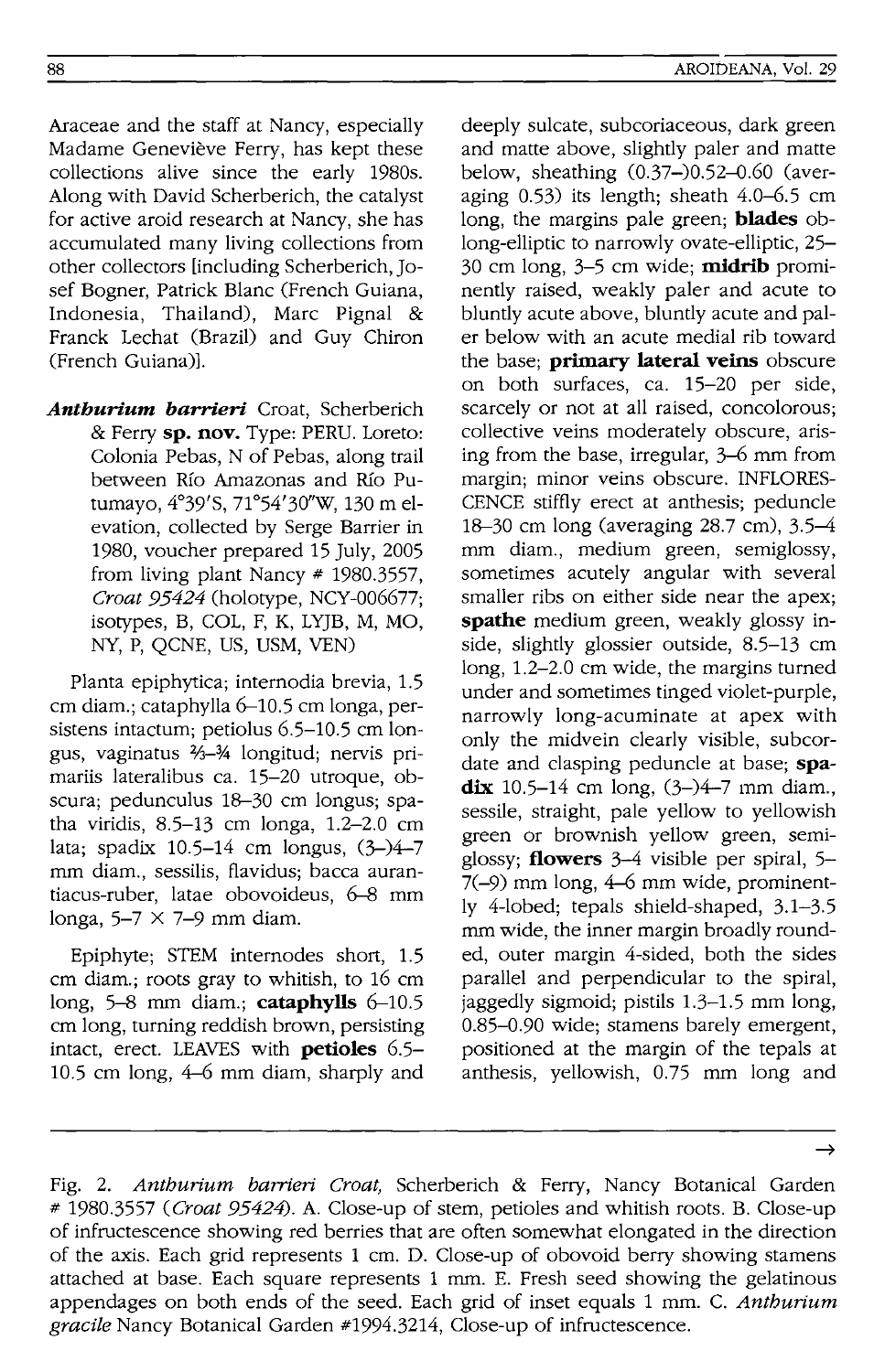Araceae and the staff at Nancy, especially Madame Geneviève Ferry, has kept these collections alive since the early 1980s. Along with David Scherberich, the catalyst for active aroid research at Nancy, she has accumulated many living collections from other collectors [including Scherberich, Josef Bogner, Patrick Blanc (French Guiana, Indonesia, Thailand), Marc Pignal & Franck Lechat (Brazil) and Guy Chiron (French Guiana)].

***Anthurium barrieri*** Croat, Scherberich & Ferry **sp. nov.** Type: PERU. Loreto: Colonia Pebas, N of Pebas, along trail between Río Amazonas and Río Putumayo, 4°39'S, 71°54'30"W, 130 m elevation, collected by Serge Barrier in 1980, voucher prepared 15 July, 2005 from living plant Nancy # 1980.3557, *Croat 95424* (holotype, NCY-006677; isotypes, B, COL, F, K, LYJB, M, MO, NY, P, QCNE, US, USM, VEN)

Planta epiphytica; internodia brevia, 1.5 cm diam.; cataphylla 6–10.5 cm longa, persistens intactum; petiolus 6.5–10.5 cm longus, vaginatus ⅔–¾ longitud; nervis primariis lateralibus ca. 15–20 utroque, obscura; pedunculus 18–30 cm longus; spatha viridis, 8.5–13 cm longa, 1.2–2.0 cm lata; spadix 10.5–14 cm longus, (3–)4–7 mm diam., sessilis, flavidus; bacca aurantiacus-ruber, latae obovoideus, 6–8 mm longa, 5–7 × 7–9 mm diam.

Epiphyte; STEM internodes short, 1.5 cm diam.; roots gray to whitish, to 16 cm long, 5–8 mm diam.; **cataphylls** 6–10.5 cm long, turning reddish brown, persisting intact, erect. LEAVES with **petioles** 6.5–10.5 cm long, 4–6 mm diam, sharply and deeply sulcate, subcoriaceous, dark green and matte above, slightly paler and matte below, sheathing (0.37–)0.52–0.60 (averaging 0.53) its length; sheath 4.0–6.5 cm long, the margins pale green; **blades** oblong-elliptic to narrowly ovate-elliptic, 25–30 cm long, 3–5 cm wide; **midrib** prominently raised, weakly paler and acute to bluntly acute above, bluntly acute and paler below with an acute medial rib toward the base; **primary lateral veins** obscure on both surfaces, ca. 15–20 per side, scarcely or not at all raised, concolorous; collective veins moderately obscure, arising from the base, irregular, 3–6 mm from margin; minor veins obscure. INFLORESCENCE stiffly erect at anthesis; peduncle 18–30 cm long (averaging 28.7 cm), 3.5–4 mm diam., medium green, semiglossy, sometimes acutely angular with several smaller ribs on either side near the apex; **spathe** medium green, weakly glossy inside, slightly glossier outside, 8.5–13 cm long, 1.2–2.0 cm wide, the margins turned under and sometimes tinged violet-purple, narrowly long-acuminate at apex with only the midvein clearly visible, subcordate and clasping peduncle at base; **spadix** 10.5–14 cm long, (3–)4–7 mm diam., sessile, straight, pale yellow to yellowish green or brownish yellow green, semiglossy; **flowers** 3–4 visible per spiral, 5–7(–9) mm long, 4–6 mm wide, prominently 4-lobed; tepals shield-shaped, 3.1–3.5 mm wide, the inner margin broadly rounded, outer margin 4-sided, both the sides parallel and perpendicular to the spiral, jaggedly sigmoid; pistils 1.3–1.5 mm long, 0.85–0.90 wide; stamens barely emergent, positioned at the margin of the tepals at anthesis, yellowish, 0.75 mm long and

→

Fig. 2. *Anthurium barrieri Croat,* Scherberich & Ferry, Nancy Botanical Garden # 1980.3557 (*Croat 95424*). A. Close-up of stem, petioles and whitish roots. B. Close-up of infructescence showing red berries that are often somewhat elongated in the direction of the axis. Each grid represents 1 cm. D. Close-up of obovoid berry showing stamens attached at base. Each square represents 1 mm. E. Fresh seed showing the gelatinous appendages on both ends of the seed. Each grid of inset equals 1 mm. C. *Anthurium gracile* Nancy Botanical Garden #1994.3214, Close-up of infructescence.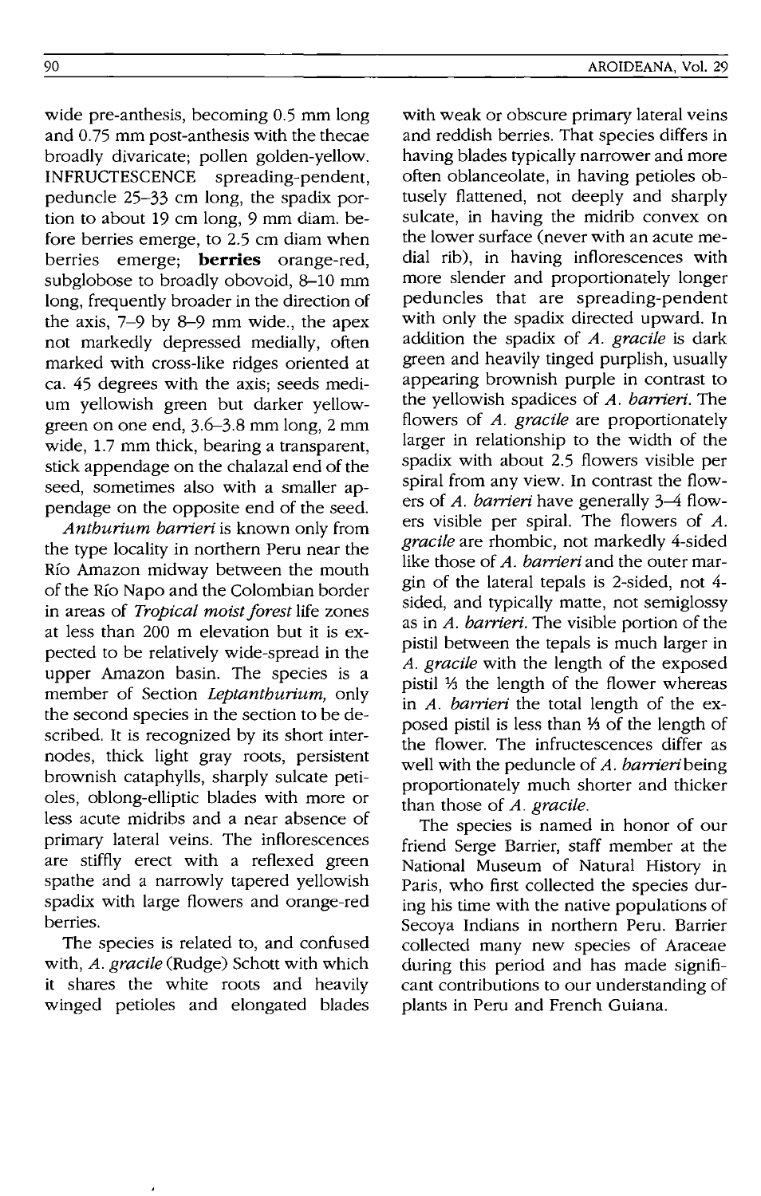wide pre-anthesis, becoming 0.5 mm long and 0.75 mm post-anthesis with the thecae broadly divaricate; pollen golden-yellow. INFRUCTESCENCE spreading-pendent, peduncle 25–33 cm long, the spadix portion to about 19 cm long, 9 mm diam. before berries emerge, to 2.5 cm diam when berries emerge; **berries** orange-red, subglobose to broadly obovoid, 8–10 mm long, frequently broader in the direction of the axis, 7–9 by 8–9 mm wide., the apex not markedly depressed medially, often marked with cross-like ridges oriented at ca. 45 degrees with the axis; seeds medium yellowish green but darker yellow-green on one end, 3.6–3.8 mm long, 2 mm wide, 1.7 mm thick, bearing a transparent, stick appendage on the chalazal end of the seed, sometimes also with a smaller appendage on the opposite end of the seed.

*Anthurium barrieri* is known only from the type locality in northern Peru near the Río Amazon midway between the mouth of the Río Napo and the Colombian border in areas of *Tropical moist forest* life zones at less than 200 m elevation but it is expected to be relatively wide-spread in the upper Amazon basin. The species is a member of Section *Leptanthurium,* only the second species in the section to be described. It is recognized by its short internodes, thick light gray roots, persistent brownish cataphylls, sharply sulcate petioles, oblong-elliptic blades with more or less acute midribs and a near absence of primary lateral veins. The inflorescences are stiffly erect with a reflexed green spathe and a narrowly tapered yellowish spadix with large flowers and orange-red berries.

The species is related to, and confused with, *A. gracile* (Rudge) Schott with which it shares the white roots and heavily winged petioles and elongated blades with weak or obscure primary lateral veins and reddish berries. That species differs in having blades typically narrower and more often oblanceolate, in having petioles obtusely flattened, not deeply and sharply sulcate, in having the midrib convex on the lower surface (never with an acute medial rib), in having inflorescences with more slender and proportionately longer peduncles that are spreading-pendent with only the spadix directed upward. In addition the spadix of *A. gracile* is dark green and heavily tinged purplish, usually appearing brownish purple in contrast to the yellowish spadices of *A. barrieri*. The flowers of *A. gracile* are proportionately larger in relationship to the width of the spadix with about 2.5 flowers visible per spiral from any view. In contrast the flowers of *A. barrieri* have generally 3–4 flowers visible per spiral. The flowers of *A. gracile* are rhombic, not markedly 4-sided like those of *A. barrieri* and the outer margin of the lateral tepals is 2-sided, not 4-sided, and typically matte, not semiglossy as in *A. barrieri*. The visible portion of the pistil between the tepals is much larger in *A. gracile* with the length of the exposed pistil ⅓ the length of the flower whereas in *A. barrieri* the total length of the exposed pistil is less than ⅓ of the length of the flower. The infructescences differ as well with the peduncle of *A. barrieri* being proportionately much shorter and thicker than those of *A. gracile*.

The species is named in honor of our friend Serge Barrier, staff member at the National Museum of Natural History in Paris, who first collected the species during his time with the native populations of Secoya Indians in northern Peru. Barrier collected many new species of Araceae during this period and has made significant contributions to our understanding of plants in Peru and French Guiana.